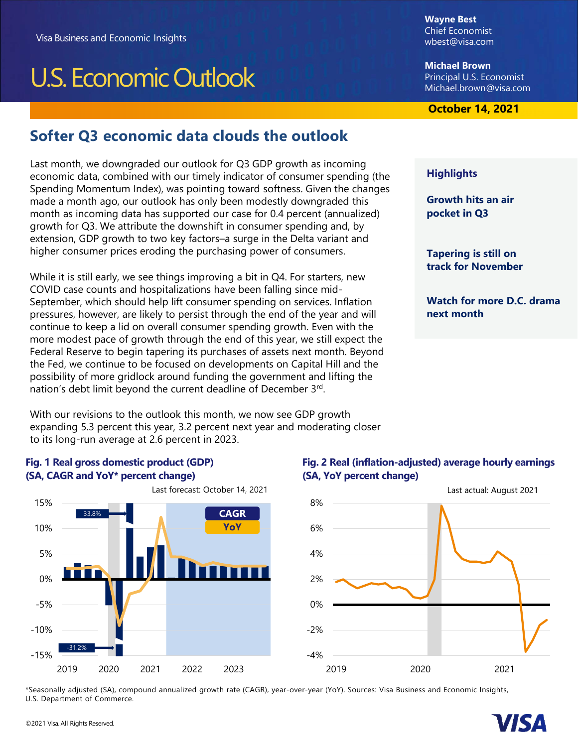Visa Business and Economic Insights

# U.S. Economic Outlook

**Wayne Best**
Chief Economist
wbest@visa.com

**Michael Brown**
Principal U.S. Economist
Michael.brown@visa.com

**October 14, 2021**

## Softer Q3 economic data clouds the outlook

Last month, we downgraded our outlook for Q3 GDP growth as incoming economic data, combined with our timely indicator of consumer spending (the Spending Momentum Index), was pointing toward softness. Given the changes made a month ago, our outlook has only been modestly downgraded this month as incoming data has supported our case for 0.4 percent (annualized) growth for Q3. We attribute the downshift in consumer spending and, by extension, GDP growth to two key factors–a surge in the Delta variant and higher consumer prices eroding the purchasing power of consumers.

While it is still early, we see things improving a bit in Q4. For starters, new COVID case counts and hospitalizations have been falling since mid-September, which should help lift consumer spending on services. Inflation pressures, however, are likely to persist through the end of the year and will continue to keep a lid on overall consumer spending growth. Even with the more modest pace of growth through the end of this year, we still expect the Federal Reserve to begin tapering its purchases of assets next month. Beyond the Fed, we continue to be focused on developments on Capital Hill and the possibility of more gridlock around funding the government and lifting the nation's debt limit beyond the current deadline of December 3rd.

With our revisions to the outlook this month, we now see GDP growth expanding 5.3 percent this year, 3.2 percent next year and moderating closer to its long-run average at 2.6 percent in 2023.

### Highlights

**Growth hits an air pocket in Q3**

**Tapering is still on track for November**

**Watch for more D.C. drama next month**

**Fig. 1 Real gross domestic product (GDP) (SA, CAGR and YoY* percent change)**

**Fig. 2 Real (inflation-adjusted) average hourly earnings (SA, YoY percent change)**

*Seasonally adjusted (SA), compound annualized growth rate (CAGR), year-over-year (YoY). Sources: Visa Business and Economic Insights, U.S. Department of Commerce.

©2021 Visa. All Rights Reserved.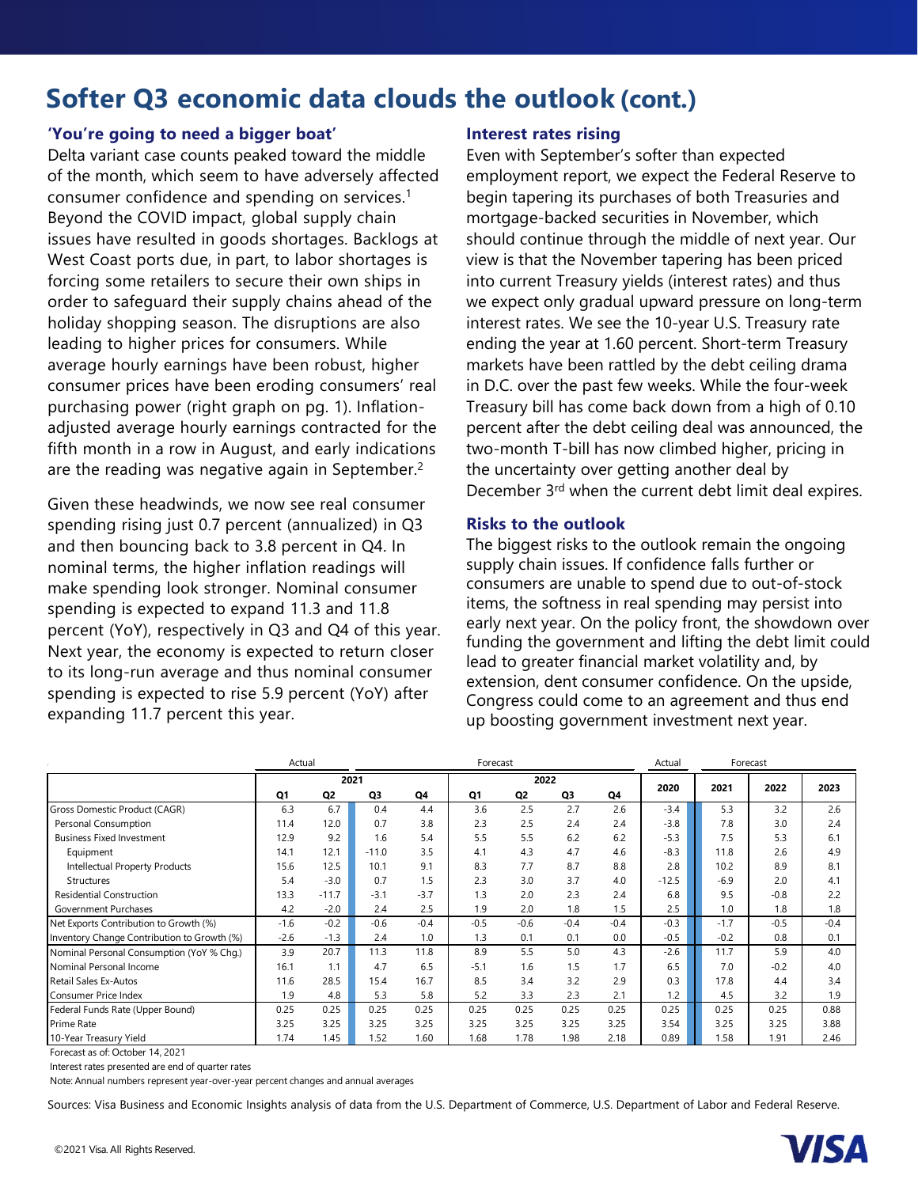# Softer Q3 economic data clouds the outlook (cont.)

### 'You're going to need a bigger boat'

Delta variant case counts peaked toward the middle of the month, which seem to have adversely affected consumer confidence and spending on services.[1] Beyond the COVID impact, global supply chain issues have resulted in goods shortages. Backlogs at West Coast ports due, in part, to labor shortages is forcing some retailers to secure their own ships in order to safeguard their supply chains ahead of the holiday shopping season. The disruptions are also leading to higher prices for consumers. While average hourly earnings have been robust, higher consumer prices have been eroding consumers' real purchasing power (right graph on pg. 1). Inflation-adjusted average hourly earnings contracted for the fifth month in a row in August, and early indications are the reading was negative again in September.[2]

Given these headwinds, we now see real consumer spending rising just 0.7 percent (annualized) in Q3 and then bouncing back to 3.8 percent in Q4. In nominal terms, the higher inflation readings will make spending look stronger. Nominal consumer spending is expected to expand 11.3 and 11.8 percent (YoY), respectively in Q3 and Q4 of this year. Next year, the economy is expected to return closer to its long-run average and thus nominal consumer spending is expected to rise 5.9 percent (YoY) after expanding 11.7 percent this year.

### Interest rates rising

Even with September's softer than expected employment report, we expect the Federal Reserve to begin tapering its purchases of both Treasuries and mortgage-backed securities in November, which should continue through the middle of next year. Our view is that the November tapering has been priced into current Treasury yields (interest rates) and thus we expect only gradual upward pressure on long-term interest rates. We see the 10-year U.S. Treasury rate ending the year at 1.60 percent. Short-term Treasury markets have been rattled by the debt ceiling drama in D.C. over the past few weeks. While the four-week Treasury bill has come back down from a high of 0.10 percent after the debt ceiling deal was announced, the two-month T-bill has now climbed higher, pricing in the uncertainty over getting another deal by December 3rd when the current debt limit deal expires.

### Risks to the outlook

The biggest risks to the outlook remain the ongoing supply chain issues. If confidence falls further or consumers are unable to spend due to out-of-stock items, the softness in real spending may persist into early next year. On the policy front, the showdown over funding the government and lifting the debt limit could lead to greater financial market volatility and, by extension, dent consumer confidence. On the upside, Congress could come to an agreement and thus end up boosting government investment next year.

| | Actual | | Forecast | | | | | | Actual | Forecast | | |
|---|---|---|---|---|---|---|---|---|---|---|---|---|
| | 2021 | | | | 2022 | | | | 2020 | 2021 | 2022 | 2023 |
| | Q1 | Q2 | Q3 | Q4 | Q1 | Q2 | Q3 | Q4 | | | | |
| Gross Domestic Product (CAGR) | 6.3 | 6.7 | 0.4 | 4.4 | 3.6 | 2.5 | 2.7 | 2.6 | -3.4 | 5.3 | 3.2 | 2.6 |
| Personal Consumption | 11.4 | 12.0 | 0.7 | 3.8 | 2.3 | 2.5 | 2.4 | 2.4 | -3.8 | 7.8 | 3.0 | 2.4 |
| Business Fixed Investment | 12.9 | 9.2 | 1.6 | 5.4 | 5.5 | 5.5 | 6.2 | 6.2 | -5.3 | 7.5 | 5.3 | 6.1 |
| Equipment | 14.1 | 12.1 | -11.0 | 3.5 | 4.1 | 4.3 | 4.7 | 4.6 | -8.3 | 11.8 | 2.6 | 4.9 |
| Intellectual Property Products | 15.6 | 12.5 | 10.1 | 9.1 | 8.3 | 7.7 | 8.7 | 8.8 | 2.8 | 10.2 | 8.9 | 8.1 |
| Structures | 5.4 | -3.0 | 0.7 | 1.5 | 2.3 | 3.0 | 3.7 | 4.0 | -12.5 | -6.9 | 2.0 | 4.1 |
| Residential Construction | 13.3 | -11.7 | -3.1 | -3.7 | 1.3 | 2.0 | 2.3 | 2.4 | 6.8 | 9.5 | -0.8 | 2.2 |
| Government Purchases | 4.2 | -2.0 | 2.4 | 2.5 | 1.9 | 2.0 | 1.8 | 1.5 | 2.5 | 1.0 | 1.8 | 1.8 |
| Net Exports Contribution to Growth (%) | -1.6 | -0.2 | -0.6 | -0.4 | -0.5 | -0.6 | -0.4 | -0.4 | -0.3 | -1.7 | -0.5 | -0.4 |
| Inventory Change Contribution to Growth (%) | -2.6 | -1.3 | 2.4 | 1.0 | 1.3 | 0.1 | 0.1 | 0.0 | -0.5 | -0.2 | 0.8 | 0.1 |
| Nominal Personal Consumption (YoY % Chg.) | 3.9 | 20.7 | 11.3 | 11.8 | 8.9 | 5.5 | 5.0 | 4.3 | -2.6 | 11.7 | 5.9 | 4.0 |
| Nominal Personal Income | 16.1 | 1.1 | 4.7 | 6.5 | -5.1 | 1.6 | 1.5 | 1.7 | 6.5 | 7.0 | -0.2 | 4.0 |
| Retail Sales Ex-Autos | 11.6 | 28.5 | 15.4 | 16.7 | 8.5 | 3.4 | 3.2 | 2.9 | 0.3 | 17.8 | 4.4 | 3.4 |
| Consumer Price Index | 1.9 | 4.8 | 5.3 | 5.8 | 5.2 | 3.3 | 2.3 | 2.1 | 1.2 | 4.5 | 3.2 | 1.9 |
| Federal Funds Rate (Upper Bound) | 0.25 | 0.25 | 0.25 | 0.25 | 0.25 | 0.25 | 0.25 | 0.25 | 0.25 | 0.25 | 0.25 | 0.88 |
| Prime Rate | 3.25 | 3.25 | 3.25 | 3.25 | 3.25 | 3.25 | 3.25 | 3.25 | 3.54 | 3.25 | 3.25 | 3.88 |
| 10-Year Treasury Yield | 1.74 | 1.45 | 1.52 | 1.60 | 1.68 | 1.78 | 1.98 | 2.18 | 0.89 | 1.58 | 1.91 | 2.46 |

Forecast as of: October 14, 2021

Interest rates presented are end of quarter rates

Note: Annual numbers represent year-over-year percent changes and annual averages

Sources: Visa Business and Economic Insights analysis of data from the U.S. Department of Commerce, U.S. Department of Labor and Federal Reserve.

©2021 Visa. All Rights Reserved.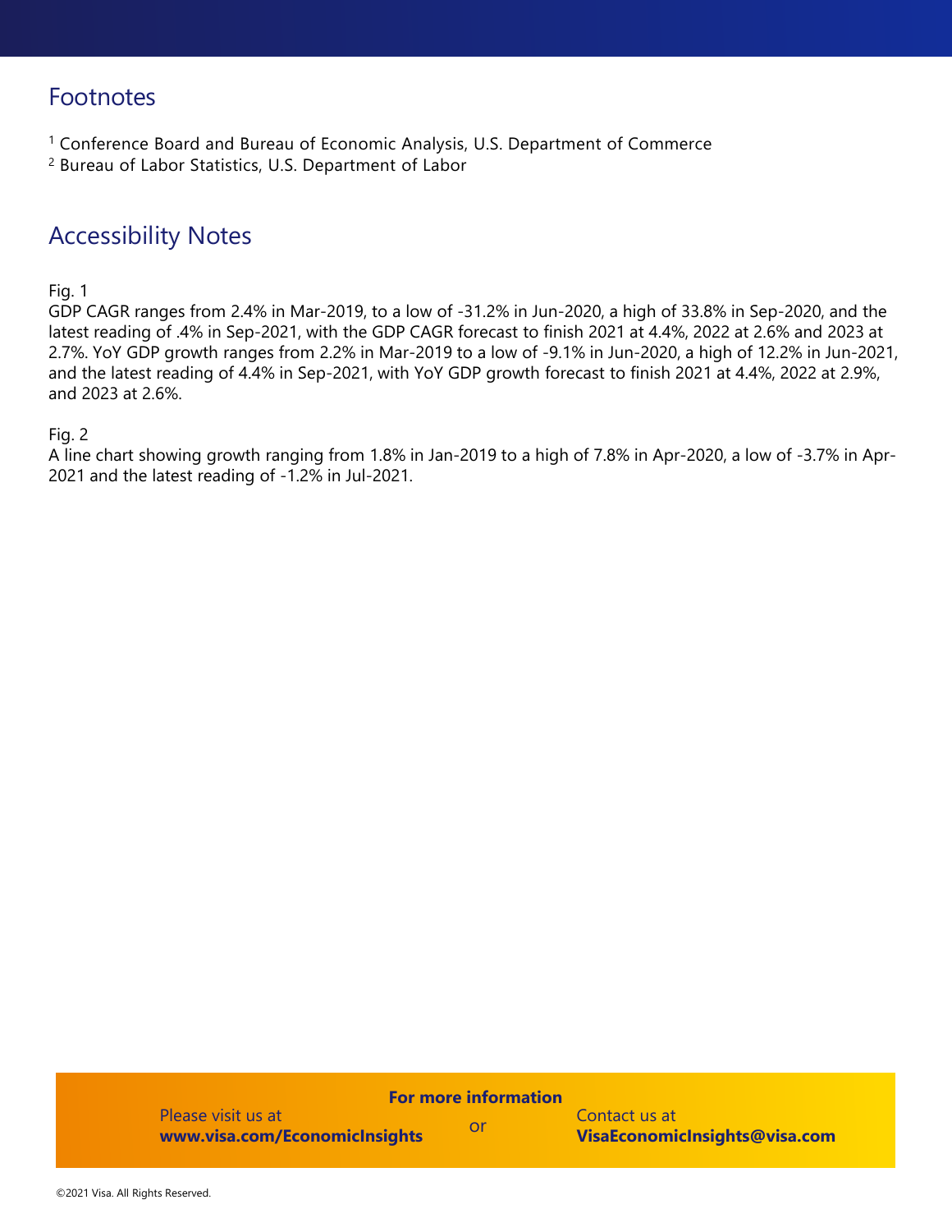## Footnotes

[1] Conference Board and Bureau of Economic Analysis, U.S. Department of Commerce
[2] Bureau of Labor Statistics, U.S. Department of Labor

## Accessibility Notes

Fig. 1
GDP CAGR ranges from 2.4% in Mar-2019, to a low of -31.2% in Jun-2020, a high of 33.8% in Sep-2020, and the latest reading of .4% in Sep-2021, with the GDP CAGR forecast to finish 2021 at 4.4%, 2022 at 2.6% and 2023 at 2.7%. YoY GDP growth ranges from 2.2% in Mar-2019 to a low of -9.1% in Jun-2020, a high of 12.2% in Jun-2021, and the latest reading of 4.4% in Sep-2021, with YoY GDP growth forecast to finish 2021 at 4.4%, 2022 at 2.9%, and 2023 at 2.6%.

Fig. 2
A line chart showing growth ranging from 1.8% in Jan-2019 to a high of 7.8% in Apr-2020, a low of -3.7% in Apr-2021 and the latest reading of -1.2% in Jul-2021.

**For more information**

Please visit us at **www.visa.com/EconomicInsights** or Contact us at **VisaEconomicInsights@visa.com**

©2021 Visa. All Rights Reserved.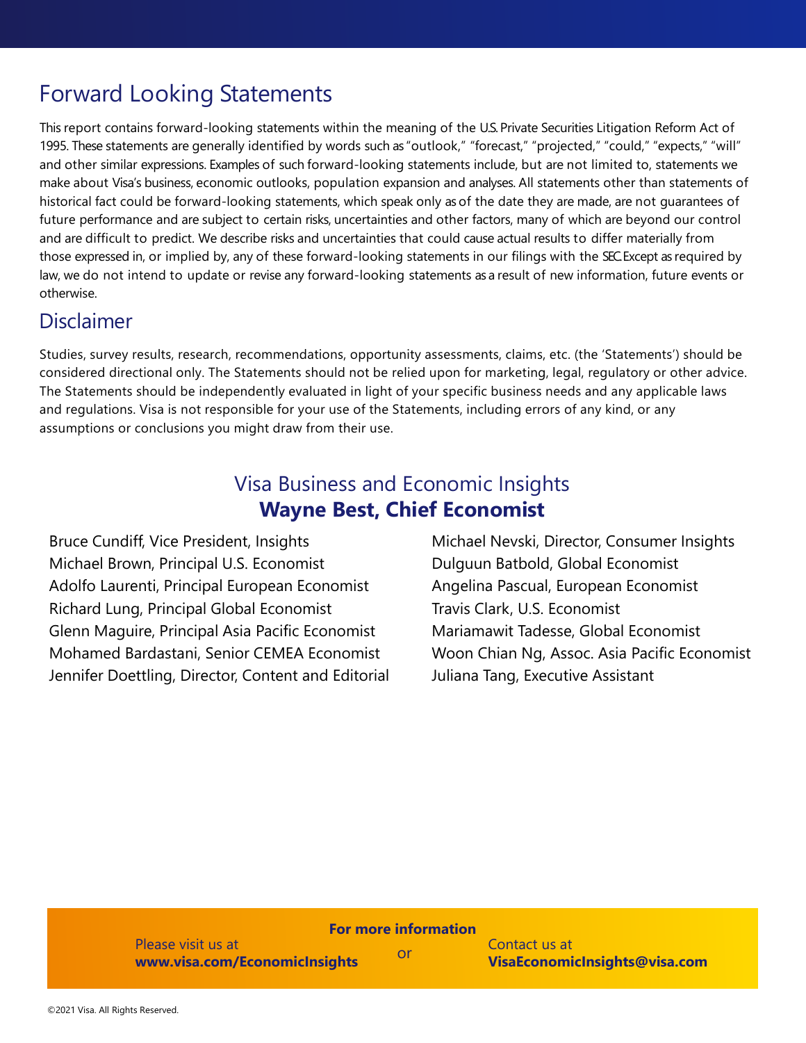## Forward Looking Statements

This report contains forward-looking statements within the meaning of the U.S. Private Securities Litigation Reform Act of 1995. These statements are generally identified by words such as "outlook," "forecast," "projected," "could," "expects," "will" and other similar expressions. Examples of such forward-looking statements include, but are not limited to, statements we make about Visa's business, economic outlooks, population expansion and analyses. All statements other than statements of historical fact could be forward-looking statements, which speak only as of the date they are made, are not guarantees of future performance and are subject to certain risks, uncertainties and other factors, many of which are beyond our control and are difficult to predict. We describe risks and uncertainties that could cause actual results to differ materially from those expressed in, or implied by, any of these forward-looking statements in our filings with the SEC. Except as required by law, we do not intend to update or revise any forward-looking statements as a result of new information, future events or otherwise.

## Disclaimer

Studies, survey results, research, recommendations, opportunity assessments, claims, etc. (the 'Statements') should be considered directional only. The Statements should not be relied upon for marketing, legal, regulatory or other advice. The Statements should be independently evaluated in light of your specific business needs and any applicable laws and regulations. Visa is not responsible for your use of the Statements, including errors of any kind, or any assumptions or conclusions you might draw from their use.

### Visa Business and Economic Insights

**Wayne Best, Chief Economist**

Bruce Cundiff, Vice President, Insights
Michael Brown, Principal U.S. Economist
Adolfo Laurenti, Principal European Economist
Richard Lung, Principal Global Economist
Glenn Maguire, Principal Asia Pacific Economist
Mohamed Bardastani, Senior CEMEA Economist
Jennifer Doettling, Director, Content and Editorial
Michael Nevski, Director, Consumer Insights
Dulguun Batbold, Global Economist
Angelina Pascual, European Economist
Travis Clark, U.S. Economist
Mariamawit Tadesse, Global Economist
Woon Chian Ng, Assoc. Asia Pacific Economist
Juliana Tang, Executive Assistant

**For more information**

Please visit us at **www.visa.com/EconomicInsights** or Contact us at **VisaEconomicInsights@visa.com**

©2021 Visa. All Rights Reserved.